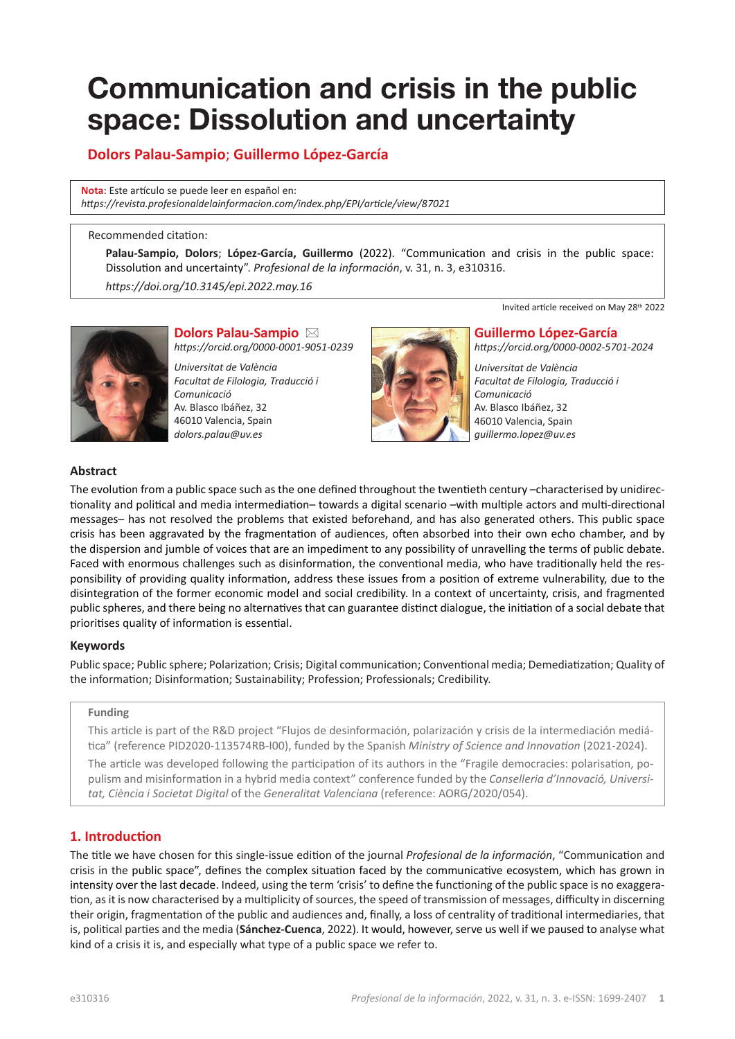# Communication and crisis in the public space: Dissolution and uncertainty

**Dolors Palau-Sampio; Guillermo López-García**

**Nota**: Este artículo se puede leer en español en:
*https://revista.profesionaldelainformacion.com/index.php/EPI/article/view/87021*

Recommended citation:

**Palau-Sampio, Dolors**; **López-García, Guillermo** (2022). "Communication and crisis in the public space: Dissolution and uncertainty". *Profesional de la información*, v. 31, n. 3, e310316.

*https://doi.org/10.3145/epi.2022.may.16*

Invited article received on May 28th 2022

**Dolors Palau-Sampio** ✉
*https://orcid.org/0000-0001-9051-0239*

*Universitat de València*
*Facultat de Filologia, Traducció i Comunicació*
Av. Blasco Ibáñez, 32
46010 Valencia, Spain
*dolors.palau@uv.es*

**Guillermo López-García**
*https://orcid.org/0000-0002-5701-2024*

*Universitat de València*
*Facultat de Filologia, Traducció i Comunicació*
Av. Blasco Ibáñez, 32
46010 Valencia, Spain
*guillermo.lopez@uv.es*

### Abstract

The evolution from a public space such as the one defined throughout the twentieth century –characterised by unidirectionality and political and media intermediation– towards a digital scenario –with multiple actors and multi-directional messages– has not resolved the problems that existed beforehand, and has also generated others. This public space crisis has been aggravated by the fragmentation of audiences, often absorbed into their own echo chamber, and by the dispersion and jumble of voices that are an impediment to any possibility of unravelling the terms of public debate. Faced with enormous challenges such as disinformation, the conventional media, who have traditionally held the responsibility of providing quality information, address these issues from a position of extreme vulnerability, due to the disintegration of the former economic model and social credibility. In a context of uncertainty, crisis, and fragmented public spheres, and there being no alternatives that can guarantee distinct dialogue, the initiation of a social debate that prioritises quality of information is essential.

### Keywords

Public space; Public sphere; Polarization; Crisis; Digital communication; Conventional media; Demediatization; Quality of the information; Disinformation; Sustainability; Profession; Professionals; Credibility.

#### Funding

This article is part of the R&D project "Flujos de desinformación, polarización y crisis de la intermediación mediática" (reference PID2020-113574RB-I00), funded by the Spanish *Ministry of Science and Innovation* (2021-2024).

The article was developed following the participation of its authors in the "Fragile democracies: polarisation, populism and misinformation in a hybrid media context" conference funded by the *Conselleria d'Innovació, Universitat, Ciència i Societat Digital* of the *Generalitat Valenciana* (reference: AORG/2020/054).

## 1. Introduction

The title we have chosen for this single-issue edition of the journal *Profesional de la información*, "Communication and crisis in the public space", defines the complex situation faced by the communicative ecosystem, which has grown in intensity over the last decade. Indeed, using the term 'crisis' to define the functioning of the public space is no exaggeration, as it is now characterised by a multiplicity of sources, the speed of transmission of messages, difficulty in discerning their origin, fragmentation of the public and audiences and, finally, a loss of centrality of traditional intermediaries, that is, political parties and the media (**Sánchez-Cuenca**, 2022). It would, however, serve us well if we paused to analyse what kind of a crisis it is, and especially what type of a public space we refer to.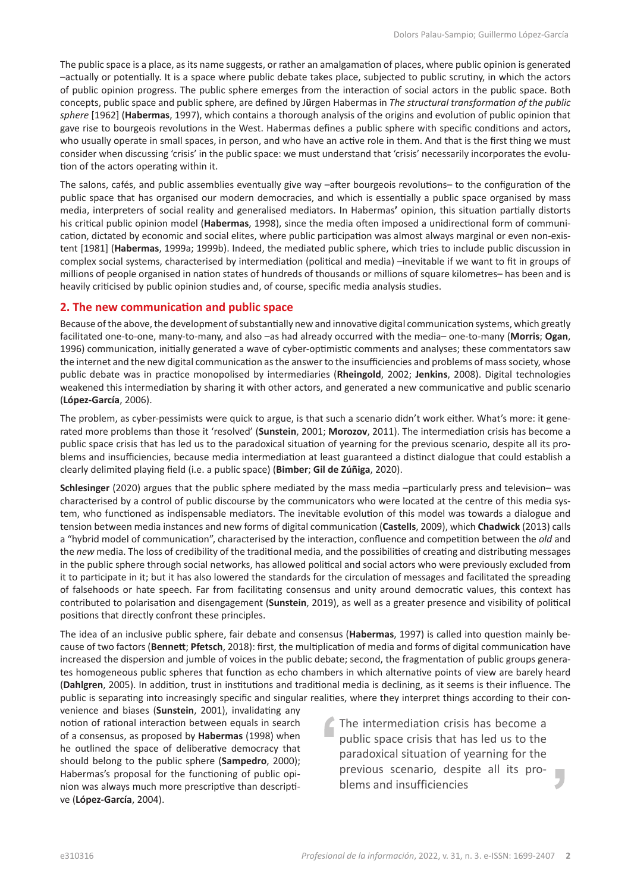The public space is a place, as its name suggests, or rather an amalgamation of places, where public opinion is generated –actually or potentially. It is a space where public debate takes place, subjected to public scrutiny, in which the actors of public opinion progress. The public sphere emerges from the interaction of social actors in the public space. Both concepts, public space and public sphere, are defined by Jürgen Habermas in *The structural transformation of the public sphere* [1962] (**Habermas**, 1997), which contains a thorough analysis of the origins and evolution of public opinion that gave rise to bourgeois revolutions in the West. Habermas defines a public sphere with specific conditions and actors, who usually operate in small spaces, in person, and who have an active role in them. And that is the first thing we must consider when discussing 'crisis' in the public space: we must understand that 'crisis' necessarily incorporates the evolution of the actors operating within it.

The salons, cafés, and public assemblies eventually give way –after bourgeois revolutions– to the configuration of the public space that has organised our modern democracies, and which is essentially a public space organised by mass media, interpreters of social reality and generalised mediators. In Habermas' opinion, this situation partially distorts his critical public opinion model (**Habermas**, 1998), since the media often imposed a unidirectional form of communication, dictated by economic and social elites, where public participation was almost always marginal or even non-existent [1981] (**Habermas**, 1999a; 1999b). Indeed, the mediated public sphere, which tries to include public discussion in complex social systems, characterised by intermediation (political and media) –inevitable if we want to fit in groups of millions of people organised in nation states of hundreds of thousands or millions of square kilometres– has been and is heavily criticised by public opinion studies and, of course, specific media analysis studies.

## 2. The new communication and public space

Because of the above, the development of substantially new and innovative digital communication systems, which greatly facilitated one-to-one, many-to-many, and also –as had already occurred with the media– one-to-many (**Morris**; **Ogan**, 1996) communication, initially generated a wave of cyber-optimistic comments and analyses; these commentators saw the internet and the new digital communication as the answer to the insufficiencies and problems of mass society, whose public debate was in practice monopolised by intermediaries (**Rheingold**, 2002; **Jenkins**, 2008). Digital technologies weakened this intermediation by sharing it with other actors, and generated a new communicative and public scenario (**López-García**, 2006).

The problem, as cyber-pessimists were quick to argue, is that such a scenario didn't work either. What's more: it generated more problems than those it 'resolved' (**Sunstein**, 2001; **Morozov**, 2011). The intermediation crisis has become a public space crisis that has led us to the paradoxical situation of yearning for the previous scenario, despite all its problems and insufficiencies, because media intermediation at least guaranteed a distinct dialogue that could establish a clearly delimited playing field (i.e. a public space) (**Bimber**; **Gil de Zúñiga**, 2020).

**Schlesinger** (2020) argues that the public sphere mediated by the mass media –particularly press and television– was characterised by a control of public discourse by the communicators who were located at the centre of this media system, who functioned as indispensable mediators. The inevitable evolution of this model was towards a dialogue and tension between media instances and new forms of digital communication (**Castells**, 2009), which **Chadwick** (2013) calls a "hybrid model of communication", characterised by the interaction, confluence and competition between the *old* and the *new* media. The loss of credibility of the traditional media, and the possibilities of creating and distributing messages in the public sphere through social networks, has allowed political and social actors who were previously excluded from it to participate in it; but it has also lowered the standards for the circulation of messages and facilitated the spreading of falsehoods or hate speech. Far from facilitating consensus and unity around democratic values, this context has contributed to polarisation and disengagement (**Sunstein**, 2019), as well as a greater presence and visibility of political positions that directly confront these principles.

The idea of an inclusive public sphere, fair debate and consensus (**Habermas**, 1997) is called into question mainly because of two factors (**Bennett**; **Pfetsch**, 2018): first, the multiplication of media and forms of digital communication have increased the dispersion and jumble of voices in the public debate; second, the fragmentation of public groups generates homogeneous public spheres that function as echo chambers in which alternative points of view are barely heard (**Dahlgren**, 2005). In addition, trust in institutions and traditional media is declining, as it seems is their influence. The public is separating into increasingly specific and singular realities, where they interpret things according to their convenience and biases (**Sunstein**, 2001), invalidating any notion of rational interaction between equals in search of a consensus, as proposed by **Habermas** (1998) when he outlined the space of deliberative democracy that should belong to the public sphere (**Sampedro**, 2000); Habermas's proposal for the functioning of public opinion was always much more prescriptive than descriptive (**López-García**, 2004).

> The intermediation crisis has become a public space crisis that has led us to the paradoxical situation of yearning for the previous scenario, despite all its problems and insufficiencies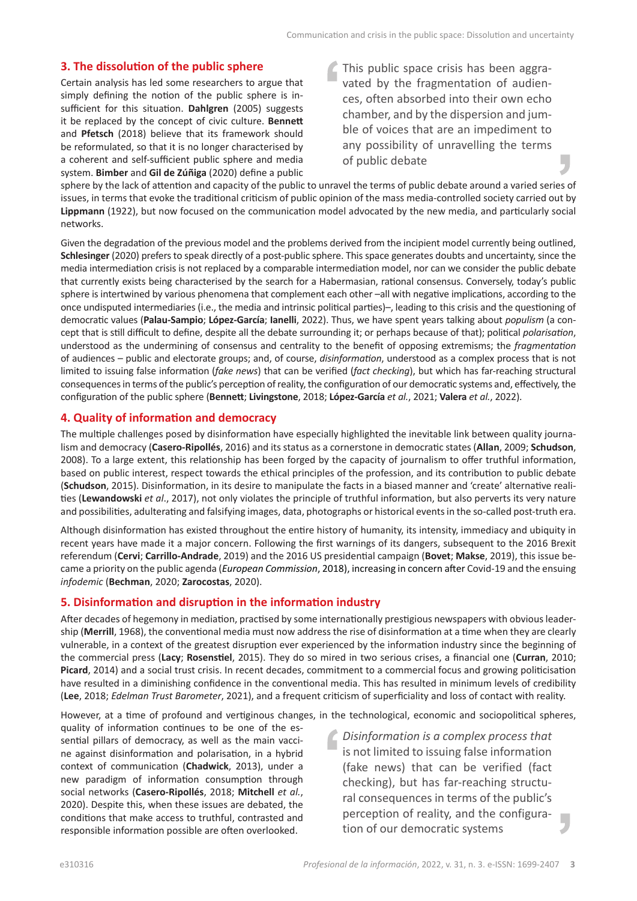## 3. The dissolution of the public sphere

Certain analysis has led some researchers to argue that simply defining the notion of the public sphere is insufficient for this situation. **Dahlgren** (2005) suggests it be replaced by the concept of civic culture. **Bennett** and **Pfetsch** (2018) believe that its framework should be reformulated, so that it is no longer characterised by a coherent and self-sufficient public sphere and media system. **Bimber** and **Gil de Zúñiga** (2020) define a public sphere by the lack of attention and capacity of the public to unravel the terms of public debate around a varied series of issues, in terms that evoke the traditional criticism of public opinion of the mass media-controlled society carried out by **Lippmann** (1922), but now focused on the communication model advocated by the new media, and particularly social networks.

> This public space crisis has been aggravated by the fragmentation of audiences, often absorbed into their own echo chamber, and by the dispersion and jumble of voices that are an impediment to any possibility of unravelling the terms of public debate

Given the degradation of the previous model and the problems derived from the incipient model currently being outlined, **Schlesinger** (2020) prefers to speak directly of a post-public sphere. This space generates doubts and uncertainty, since the media intermediation crisis is not replaced by a comparable intermediation model, nor can we consider the public debate that currently exists being characterised by the search for a Habermasian, rational consensus. Conversely, today's public sphere is intertwined by various phenomena that complement each other –all with negative implications, according to the once undisputed intermediaries (i.e., the media and intrinsic political parties)–, leading to this crisis and the questioning of democratic values (**Palau-Sampio**; **López-García**; **Ianelli**, 2022). Thus, we have spent years talking about *populism* (a concept that is still difficult to define, despite all the debate surrounding it; or perhaps because of that); political *polarisation*, understood as the undermining of consensus and centrality to the benefit of opposing extremisms; the *fragmentation* of audiences – public and electorate groups; and, of course, *disinformation*, understood as a complex process that is not limited to issuing false information (*fake news*) that can be verified (*fact checking*), but which has far-reaching structural consequences in terms of the public's perception of reality, the configuration of our democratic systems and, effectively, the configuration of the public sphere (**Bennett**; **Livingstone**, 2018; **López-García** *et al.*, 2021; **Valera** *et al.*, 2022).

## 4. Quality of information and democracy

The multiple challenges posed by disinformation have especially highlighted the inevitable link between quality journalism and democracy (**Casero-Ripollés**, 2016) and its status as a cornerstone in democratic states (**Allan**, 2009; **Schudson**, 2008). To a large extent, this relationship has been forged by the capacity of journalism to offer truthful information, based on public interest, respect towards the ethical principles of the profession, and its contribution to public debate (**Schudson**, 2015). Disinformation, in its desire to manipulate the facts in a biased manner and 'create' alternative realities (**Lewandowski** *et al*., 2017), not only violates the principle of truthful information, but also perverts its very nature and possibilities, adulterating and falsifying images, data, photographs or historical events in the so-called post-truth era.

Although disinformation has existed throughout the entire history of humanity, its intensity, immediacy and ubiquity in recent years have made it a major concern. Following the first warnings of its dangers, subsequent to the 2016 Brexit referendum (**Cervi**; **Carrillo-Andrade**, 2019) and the 2016 US presidential campaign (**Bovet**; **Makse**, 2019), this issue became a priority on the public agenda (*European Commission*, 2018), increasing in concern after Covid-19 and the ensuing *infodemic* (**Bechman**, 2020; **Zarocostas**, 2020).

## 5. Disinformation and disruption in the information industry

After decades of hegemony in mediation, practised by some internationally prestigious newspapers with obvious leadership (**Merrill**, 1968), the conventional media must now address the rise of disinformation at a time when they are clearly vulnerable, in a context of the greatest disruption ever experienced by the information industry since the beginning of the commercial press (**Lacy**; **Rosenstiel**, 2015). They do so mired in two serious crises, a financial one (**Curran**, 2010; **Picard**, 2014) and a social trust crisis. In recent decades, commitment to a commercial focus and growing politicisation have resulted in a diminishing confidence in the conventional media. This has resulted in minimum levels of credibility (**Lee**, 2018; *Edelman Trust Barometer*, 2021), and a frequent criticism of superficiality and loss of contact with reality.

However, at a time of profound and vertiginous changes, in the technological, economic and sociopolitical spheres, quality of information continues to be one of the essential pillars of democracy, as well as the main vaccine against disinformation and polarisation, in a hybrid context of communication (**Chadwick**, 2013), under a new paradigm of information consumption through social networks (**Casero-Ripollés**, 2018; **Mitchell** *et al.*, 2020). Despite this, when these issues are debated, the conditions that make access to truthful, contrasted and responsible information possible are often overlooked.

> *Disinformation is a complex process that* is not limited to issuing false information (fake news) that can be verified (fact checking), but has far-reaching structural consequences in terms of the public's perception of reality, and the configuration of our democratic systems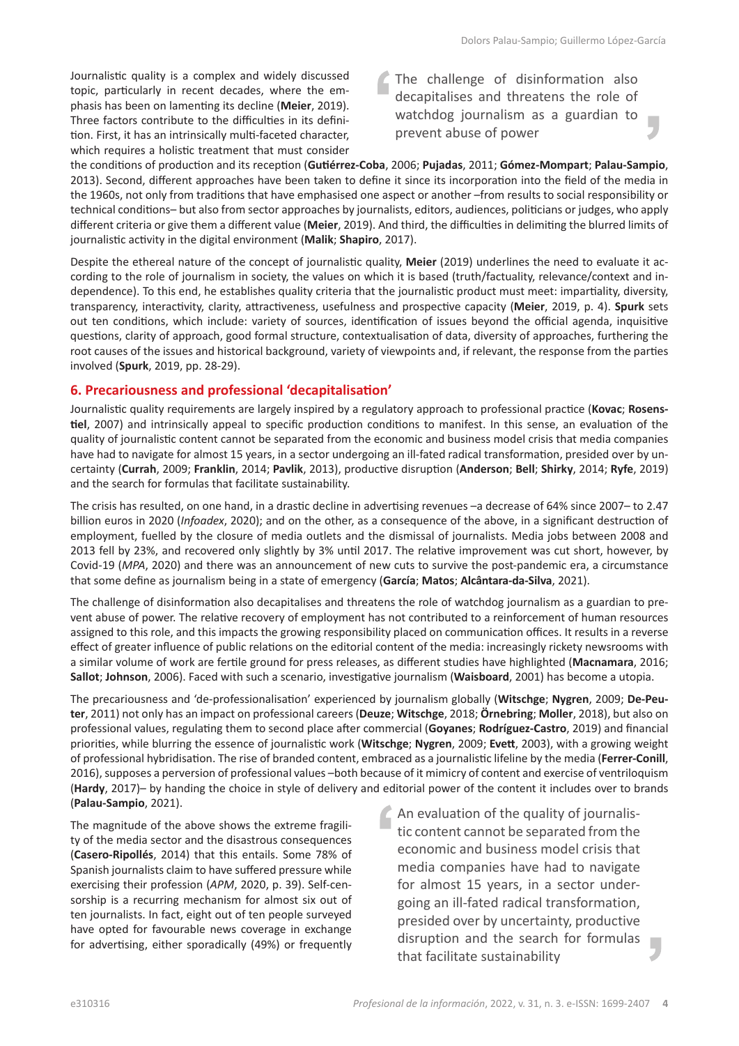Journalistic quality is a complex and widely discussed topic, particularly in recent decades, where the emphasis has been on lamenting its decline (**Meier**, 2019). Three factors contribute to the difficulties in its definition. First, it has an intrinsically multi-faceted character, which requires a holistic treatment that must consider the conditions of production and its reception (**Gutiérrez-Coba**, 2006; **Pujadas**, 2011; **Gómez-Mompart**; **Palau-Sampio**, 2013). Second, different approaches have been taken to define it since its incorporation into the field of the media in the 1960s, not only from traditions that have emphasised one aspect or another –from results to social responsibility or technical conditions– but also from sector approaches by journalists, editors, audiences, politicians or judges, who apply different criteria or give them a different value (**Meier**, 2019). And third, the difficulties in delimiting the blurred limits of journalistic activity in the digital environment (**Malik**; **Shapiro**, 2017).

> The challenge of disinformation also decapitalises and threatens the role of watchdog journalism as a guardian to prevent abuse of power

Despite the ethereal nature of the concept of journalistic quality, **Meier** (2019) underlines the need to evaluate it according to the role of journalism in society, the values on which it is based (truth/factuality, relevance/context and independence). To this end, he establishes quality criteria that the journalistic product must meet: impartiality, diversity, transparency, interactivity, clarity, attractiveness, usefulness and prospective capacity (**Meier**, 2019, p. 4). **Spurk** sets out ten conditions, which include: variety of sources, identification of issues beyond the official agenda, inquisitive questions, clarity of approach, good formal structure, contextualisation of data, diversity of approaches, furthering the root causes of the issues and historical background, variety of viewpoints and, if relevant, the response from the parties involved (**Spurk**, 2019, pp. 28-29).

## 6. Precariousness and professional 'decapitalisation'

Journalistic quality requirements are largely inspired by a regulatory approach to professional practice (**Kovac**; **Rosenstiel**, 2007) and intrinsically appeal to specific production conditions to manifest. In this sense, an evaluation of the quality of journalistic content cannot be separated from the economic and business model crisis that media companies have had to navigate for almost 15 years, in a sector undergoing an ill-fated radical transformation, presided over by uncertainty (**Currah**, 2009; **Franklin**, 2014; **Pavlik**, 2013), productive disruption (**Anderson**; **Bell**; **Shirky**, 2014; **Ryfe**, 2019) and the search for formulas that facilitate sustainability.

The crisis has resulted, on one hand, in a drastic decline in advertising revenues –a decrease of 64% since 2007– to 2.47 billion euros in 2020 (*Infoadex*, 2020); and on the other, as a consequence of the above, in a significant destruction of employment, fuelled by the closure of media outlets and the dismissal of journalists. Media jobs between 2008 and 2013 fell by 23%, and recovered only slightly by 3% until 2017. The relative improvement was cut short, however, by Covid-19 (*MPA*, 2020) and there was an announcement of new cuts to survive the post-pandemic era, a circumstance that some define as journalism being in a state of emergency (**García**; **Matos**; **Alcântara-da-Silva**, 2021).

The challenge of disinformation also decapitalises and threatens the role of watchdog journalism as a guardian to prevent abuse of power. The relative recovery of employment has not contributed to a reinforcement of human resources assigned to this role, and this impacts the growing responsibility placed on communication offices. It results in a reverse effect of greater influence of public relations on the editorial content of the media: increasingly rickety newsrooms with a similar volume of work are fertile ground for press releases, as different studies have highlighted (**Macnamara**, 2016; **Sallot**; **Johnson**, 2006). Faced with such a scenario, investigative journalism (**Waisboard**, 2001) has become a utopia.

The precariousness and 'de-professionalisation' experienced by journalism globally (**Witschge**; **Nygren**, 2009; **De-Peuter**, 2011) not only has an impact on professional careers (**Deuze**; **Witschge**, 2018; **Örnebring**; **Moller**, 2018), but also on professional values, regulating them to second place after commercial (**Goyanes**; **Rodríguez-Castro**, 2019) and financial priorities, while blurring the essence of journalistic work (**Witschge**; **Nygren**, 2009; **Evett**, 2003), with a growing weight of professional hybridisation. The rise of branded content, embraced as a journalistic lifeline by the media (**Ferrer-Conill**, 2016), supposes a perversion of professional values –both because of it mimicry of content and exercise of ventriloquism (**Hardy**, 2017)– by handing the choice in style of delivery and editorial power of the content it includes over to brands (**Palau-Sampio**, 2021).

The magnitude of the above shows the extreme fragility of the media sector and the disastrous consequences (**Casero-Ripollés**, 2014) that this entails. Some 78% of Spanish journalists claim to have suffered pressure while exercising their profession (*APM*, 2020, p. 39). Self-censorship is a recurring mechanism for almost six out of ten journalists. In fact, eight out of ten people surveyed have opted for favourable news coverage in exchange for advertising, either sporadically (49%) or frequently

> An evaluation of the quality of journalistic content cannot be separated from the economic and business model crisis that media companies have had to navigate for almost 15 years, in a sector undergoing an ill-fated radical transformation, presided over by uncertainty, productive disruption and the search for formulas that facilitate sustainability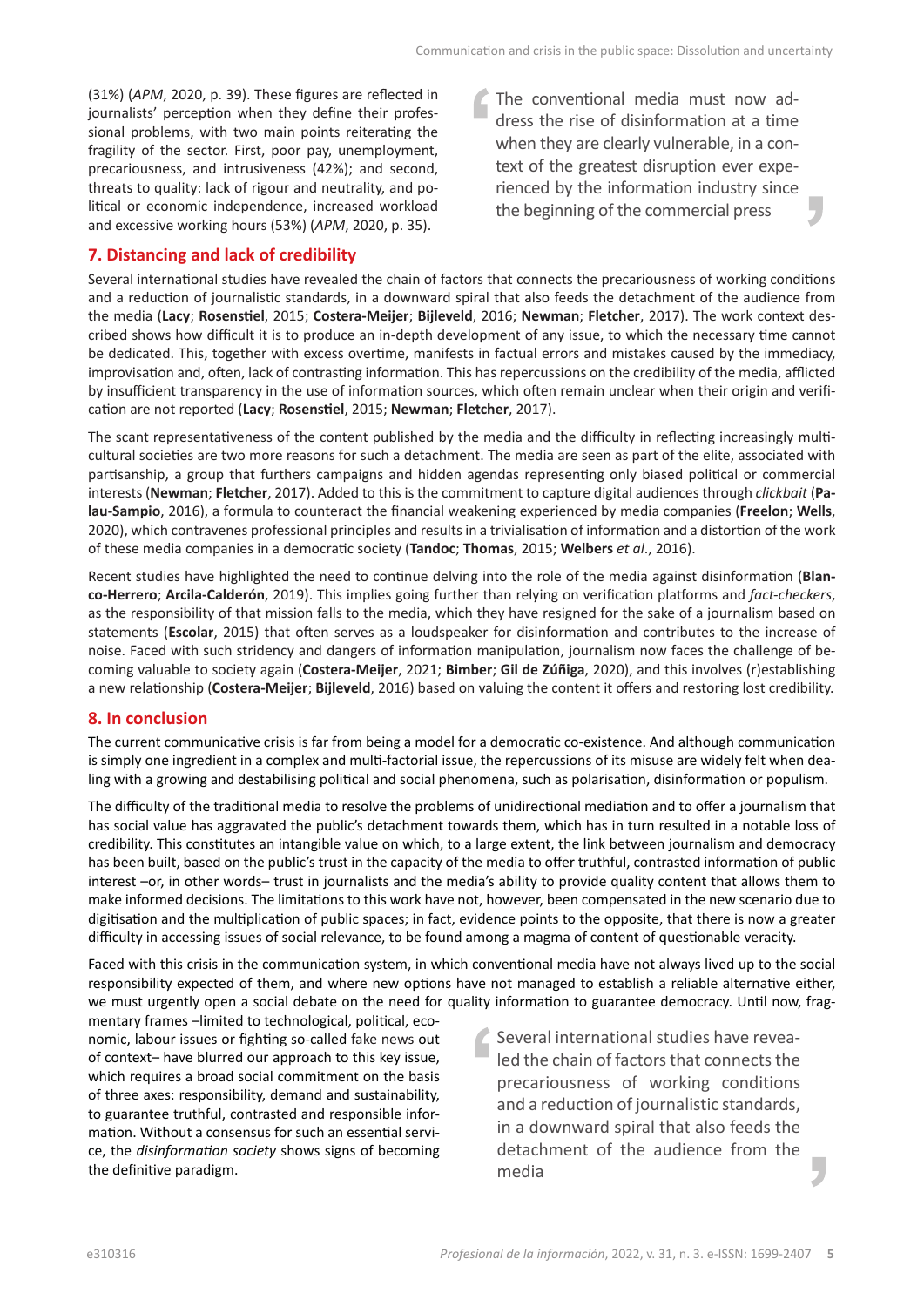(31%) (*APM*, 2020, p. 39). These figures are reflected in journalists' perception when they define their professional problems, with two main points reiterating the fragility of the sector. First, poor pay, unemployment, precariousness, and intrusiveness (42%); and second, threats to quality: lack of rigour and neutrality, and political or economic independence, increased workload and excessive working hours (53%) (*APM*, 2020, p. 35).

> The conventional media must now address the rise of disinformation at a time when they are clearly vulnerable, in a context of the greatest disruption ever experienced by the information industry since the beginning of the commercial press

## 7. Distancing and lack of credibility

Several international studies have revealed the chain of factors that connects the precariousness of working conditions and a reduction of journalistic standards, in a downward spiral that also feeds the detachment of the audience from the media (**Lacy**; **Rosenstiel**, 2015; **Costera-Meijer**; **Bijleveld**, 2016; **Newman**; **Fletcher**, 2017). The work context described shows how difficult it is to produce an in-depth development of any issue, to which the necessary time cannot be dedicated. This, together with excess overtime, manifests in factual errors and mistakes caused by the immediacy, improvisation and, often, lack of contrasting information. This has repercussions on the credibility of the media, afflicted by insufficient transparency in the use of information sources, which often remain unclear when their origin and verification are not reported (**Lacy**; **Rosenstiel**, 2015; **Newman**; **Fletcher**, 2017).

The scant representativeness of the content published by the media and the difficulty in reflecting increasingly multicultural societies are two more reasons for such a detachment. The media are seen as part of the elite, associated with partisanship, a group that furthers campaigns and hidden agendas representing only biased political or commercial interests (**Newman**; **Fletcher**, 2017). Added to this is the commitment to capture digital audiences through *clickbait* (**Palau-Sampio**, 2016), a formula to counteract the financial weakening experienced by media companies (**Freelon**; **Wells**, 2020), which contravenes professional principles and results in a trivialisation of information and a distortion of the work of these media companies in a democratic society (**Tandoc**; **Thomas**, 2015; **Welbers** *et al*., 2016).

Recent studies have highlighted the need to continue delving into the role of the media against disinformation (**Blanco-Herrero**; **Arcila-Calderón**, 2019). This implies going further than relying on verification platforms and *fact-checkers*, as the responsibility of that mission falls to the media, which they have resigned for the sake of a journalism based on statements (**Escolar**, 2015) that often serves as a loudspeaker for disinformation and contributes to the increase of noise. Faced with such stridency and dangers of information manipulation, journalism now faces the challenge of becoming valuable to society again (**Costera-Meijer**, 2021; **Bimber**; **Gil de Zúñiga**, 2020), and this involves (r)establishing a new relationship (**Costera-Meijer**; **Bijleveld**, 2016) based on valuing the content it offers and restoring lost credibility.

## 8. In conclusion

The current communicative crisis is far from being a model for a democratic co-existence. And although communication is simply one ingredient in a complex and multi-factorial issue, the repercussions of its misuse are widely felt when dealing with a growing and destabilising political and social phenomena, such as polarisation, disinformation or populism.

The difficulty of the traditional media to resolve the problems of unidirectional mediation and to offer a journalism that has social value has aggravated the public's detachment towards them, which has in turn resulted in a notable loss of credibility. This constitutes an intangible value on which, to a large extent, the link between journalism and democracy has been built, based on the public's trust in the capacity of the media to offer truthful, contrasted information of public interest –or, in other words– trust in journalists and the media's ability to provide quality content that allows them to make informed decisions. The limitations to this work have not, however, been compensated in the new scenario due to digitisation and the multiplication of public spaces; in fact, evidence points to the opposite, that there is now a greater difficulty in accessing issues of social relevance, to be found among a magma of content of questionable veracity.

Faced with this crisis in the communication system, in which conventional media have not always lived up to the social responsibility expected of them, and where new options have not managed to establish a reliable alternative either, we must urgently open a social debate on the need for quality information to guarantee democracy. Until now, fragmentary frames –limited to technological, political, economic, labour issues or fighting so-called fake news out of context– have blurred our approach to this key issue, which requires a broad social commitment on the basis of three axes: responsibility, demand and sustainability, to guarantee truthful, contrasted and responsible information. Without a consensus for such an essential service, the *disinformation society* shows signs of becoming the definitive paradigm.

> Several international studies have revealed the chain of factors that connects the precariousness of working conditions and a reduction of journalistic standards, in a downward spiral that also feeds the detachment of the audience from the media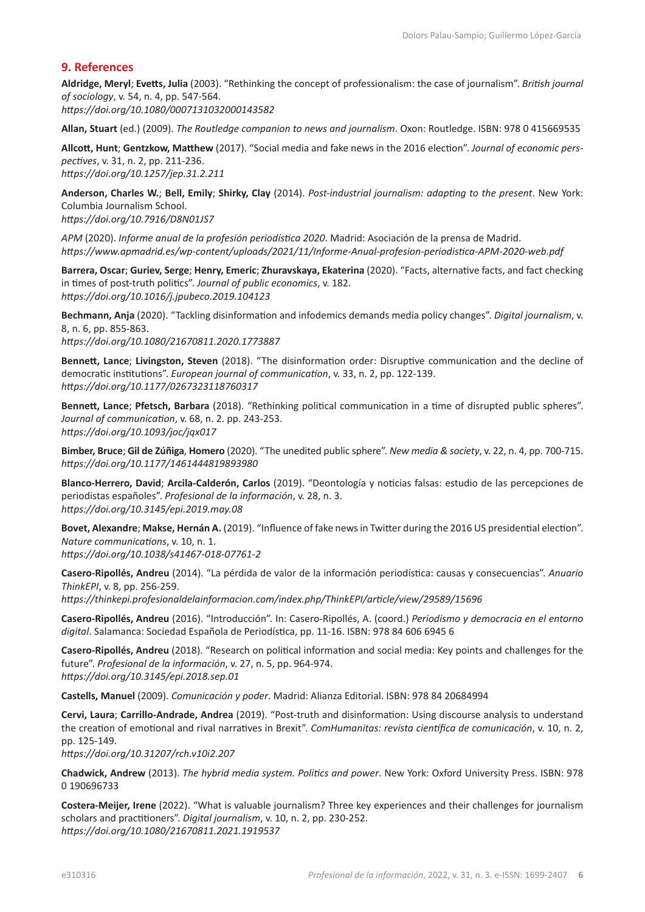## 9. References

**Aldridge, Meryl**; **Evetts, Julia** (2003). "Rethinking the concept of professionalism: the case of journalism". *British journal of sociology*, v. 54, n. 4, pp. 547-564.
*https://doi.org/10.1080/0007131032000143582*

**Allan, Stuart** (ed.) (2009). *The Routledge companion to news and journalism*. Oxon: Routledge. ISBN: 978 0 415669535

**Allcott, Hunt**; **Gentzkow, Matthew** (2017). "Social media and fake news in the 2016 election". *Journal of economic perspectives*, v. 31, n. 2, pp. 211-236.
*https://doi.org/10.1257/jep.31.2.211*

**Anderson, Charles W.**; **Bell, Emily**; **Shirky, Clay** (2014). *Post-industrial journalism: adapting to the present*. New York: Columbia Journalism School.
*https://doi.org/10.7916/D8N01JS7*

*APM* (2020). *Informe anual de la profesión periodística 2020*. Madrid: Asociación de la prensa de Madrid.
*https://www.apmadrid.es/wp-content/uploads/2021/11/Informe-Anual-profesion-periodistica-APM-2020-web.pdf*

**Barrera, Oscar**; **Guriev, Serge**; **Henry, Emeric**; **Zhuravskaya, Ekaterina** (2020). "Facts, alternative facts, and fact checking in times of post-truth politics". *Journal of public economics*, v. 182.
*https://doi.org/10.1016/j.jpubeco.2019.104123*

**Bechmann, Anja** (2020). "Tackling disinformation and infodemics demands media policy changes". *Digital journalism*, v. 8, n. 6, pp. 855-863.
*https://doi.org/10.1080/21670811.2020.1773887*

**Bennett, Lance**; **Livingston, Steven** (2018). "The disinformation order: Disruptive communication and the decline of democratic institutions". *European journal of communication*, v. 33, n. 2, pp. 122-139.
*https://doi.org/10.1177/0267323118760317*

**Bennett, Lance**; **Pfetsch, Barbara** (2018). "Rethinking political communication in a time of disrupted public spheres". *Journal of communication*, v. 68, n. 2. pp. 243-253.
*https://doi.org/10.1093/joc/jqx017*

**Bimber, Bruce**; **Gil de Zúñiga**, **Homero** (2020). "The unedited public sphere". *New media & society*, v. 22, n. 4, pp. 700-715.
*https://doi.org/10.1177/1461444819893980*

**Blanco-Herrero, David**; **Arcila-Calderón, Carlos** (2019). "Deontología y noticias falsas: estudio de las percepciones de periodistas españoles". *Profesional de la información*, v. 28, n. 3.
*https://doi.org/10.3145/epi.2019.may.08*

**Bovet, Alexandre**; **Makse, Hernán A.** (2019). "Influence of fake news in Twitter during the 2016 US presidential election". *Nature communications*, v. 10, n. 1.
*https://doi.org/10.1038/s41467-018-07761-2*

**Casero-Ripollés, Andreu** (2014). "La pérdida de valor de la información periodística: causas y consecuencias". *Anuario ThinkEPI*, v. 8, pp. 256-259.
*https://thinkepi.profesionaldelainformacion.com/index.php/ThinkEPI/article/view/29589/15696*

**Casero-Ripollés, Andreu** (2016). "Introducción". In: Casero-Ripollés, A. (coord.) *Periodismo y democracia en el entorno digital*. Salamanca: Sociedad Española de Periodística, pp. 11-16. ISBN: 978 84 606 6945 6

**Casero-Ripollés, Andreu** (2018). "Research on political information and social media: Key points and challenges for the future". *Profesional de la información*, v. 27, n. 5, pp. 964-974.
*https://doi.org/10.3145/epi.2018.sep.01*

**Castells, Manuel** (2009). *Comunicación y poder*. Madrid: Alianza Editorial. ISBN: 978 84 20684994

**Cervi, Laura**; **Carrillo-Andrade, Andrea** (2019). "Post-truth and disinformation: Using discourse analysis to understand the creation of emotional and rival narratives in Brexit". *ComHumanitas: revista científica de comunicación*, v. 10, n. 2, pp. 125-149.
*https://doi.org/10.31207/rch.v10i2.207*

**Chadwick, Andrew** (2013). *The hybrid media system. Politics and power*. New York: Oxford University Press. ISBN: 978 0 190696733

**Costera-Meijer, Irene** (2022). "What is valuable journalism? Three key experiences and their challenges for journalism scholars and practitioners". *Digital journalism*, v. 10, n. 2, pp. 230-252.
*https://doi.org/10.1080/21670811.2021.1919537*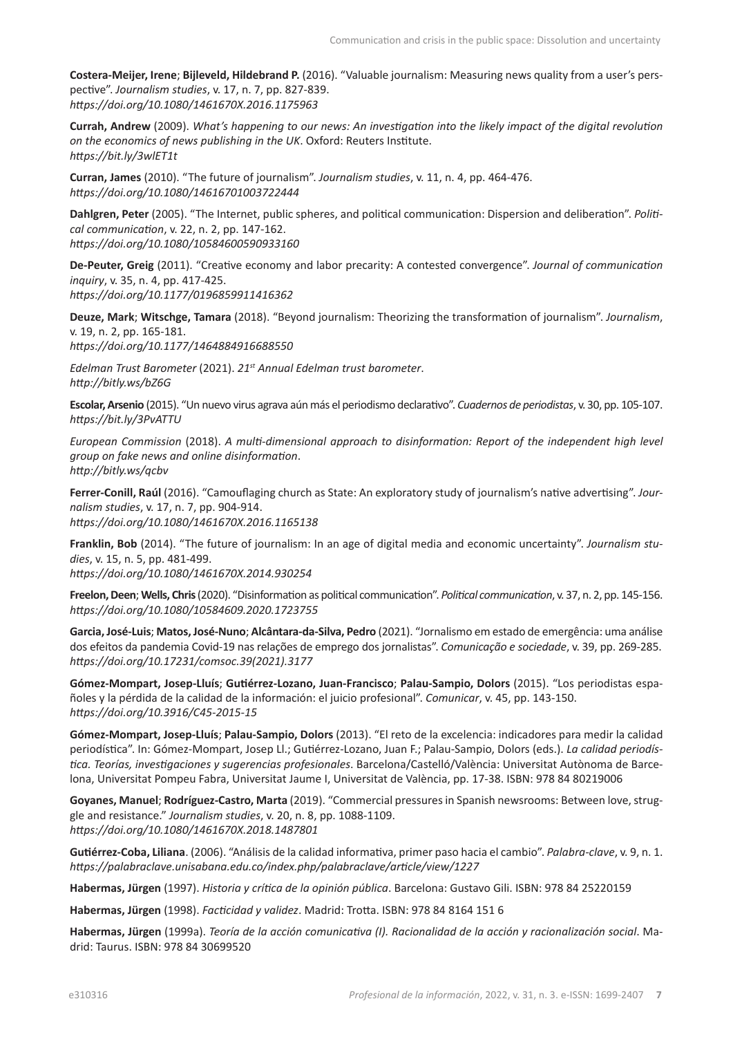**Costera-Meijer, Irene**; **Bijleveld, Hildebrand P.** (2016). "Valuable journalism: Measuring news quality from a user's perspective". *Journalism studies*, v. 17, n. 7, pp. 827-839.
*https://doi.org/10.1080/1461670X.2016.1175963*

**Currah, Andrew** (2009). *What's happening to our news: An investigation into the likely impact of the digital revolution on the economics of news publishing in the UK*. Oxford: Reuters Institute.
*https://bit.ly/3wlET1t*

**Curran, James** (2010). "The future of journalism". *Journalism studies*, v. 11, n. 4, pp. 464-476.
*https://doi.org/10.1080/14616701003722444*

**Dahlgren, Peter** (2005). "The Internet, public spheres, and political communication: Dispersion and deliberation". *Political communication*, v. 22, n. 2, pp. 147-162.
*https://doi.org/10.1080/10584600590933160*

**De-Peuter, Greig** (2011). "Creative economy and labor precarity: A contested convergence". *Journal of communication inquiry*, v. 35, n. 4, pp. 417-425.
*https://doi.org/10.1177/0196859911416362*

**Deuze, Mark**; **Witschge, Tamara** (2018). "Beyond journalism: Theorizing the transformation of journalism". *Journalism*, v. 19, n. 2, pp. 165-181.
*https://doi.org/10.1177/1464884916688550*

*Edelman Trust Barometer* (2021). *21st Annual Edelman trust barometer*.
*http://bitly.ws/bZ6G*

**Escolar, Arsenio** (2015). "Un nuevo virus agrava aún más el periodismo declarativo". *Cuadernos de periodistas*, v. 30, pp. 105-107.
*https://bit.ly/3PvATTU*

*European Commission* (2018). *A multi-dimensional approach to disinformation: Report of the independent high level group on fake news and online disinformation*.
*http://bitly.ws/qcbv*

**Ferrer-Conill, Raúl** (2016). "Camouflaging church as State: An exploratory study of journalism's native advertising". *Journalism studies*, v. 17, n. 7, pp. 904-914.
*https://doi.org/10.1080/1461670X.2016.1165138*

**Franklin, Bob** (2014). "The future of journalism: In an age of digital media and economic uncertainty". *Journalism studies*, v. 15, n. 5, pp. 481-499.
*https://doi.org/10.1080/1461670X.2014.930254*

**Freelon, Deen**; **Wells, Chris** (2020). "Disinformation as political communication". *Political communication*, v. 37, n. 2, pp. 145-156.
*https://doi.org/10.1080/10584609.2020.1723755*

**Garcia, José-Luis**; **Matos, José-Nuno**; **Alcântara-da-Silva, Pedro** (2021). "Jornalismo em estado de emergência: uma análise dos efeitos da pandemia Covid-19 nas relações de emprego dos jornalistas". *Comunicação e sociedade*, v. 39, pp. 269-285.
*https://doi.org/10.17231/comsoc.39(2021).3177*

**Gómez-Mompart, Josep-Lluís**; **Gutiérrez-Lozano, Juan-Francisco**; **Palau-Sampio, Dolors** (2015). "Los periodistas españoles y la pérdida de la calidad de la información: el juicio profesional". *Comunicar*, v. 45, pp. 143-150.
*https://doi.org/10.3916/C45-2015-15*

**Gómez-Mompart, Josep-Lluís**; **Palau-Sampio, Dolors** (2013). "El reto de la excelencia: indicadores para medir la calidad periodística". In: Gómez-Mompart, Josep Ll.; Gutiérrez-Lozano, Juan F.; Palau-Sampio, Dolors (eds.). *La calidad periodística. Teorías, investigaciones y sugerencias profesionales*. Barcelona/Castelló/València: Universitat Autònoma de Barcelona, Universitat Pompeu Fabra, Universitat Jaume I, Universitat de València, pp. 17-38. ISBN: 978 84 80219006

**Goyanes, Manuel**; **Rodríguez-Castro, Marta** (2019). "Commercial pressures in Spanish newsrooms: Between love, struggle and resistance." *Journalism studies*, v. 20, n. 8, pp. 1088-1109.
*https://doi.org/10.1080/1461670X.2018.1487801*

**Gutiérrez-Coba, Liliana**. (2006). "Análisis de la calidad informativa, primer paso hacia el cambio". *Palabra-clave*, v. 9, n. 1.
*https://palabraclave.unisabana.edu.co/index.php/palabraclave/article/view/1227*

**Habermas, Jürgen** (1997). *Historia y crítica de la opinión pública*. Barcelona: Gustavo Gili. ISBN: 978 84 25220159

**Habermas, Jürgen** (1998). *Facticidad y validez*. Madrid: Trotta. ISBN: 978 84 8164 151 6

**Habermas, Jürgen** (1999a). *Teoría de la acción comunicativa (I). Racionalidad de la acción y racionalización social*. Madrid: Taurus. ISBN: 978 84 30699520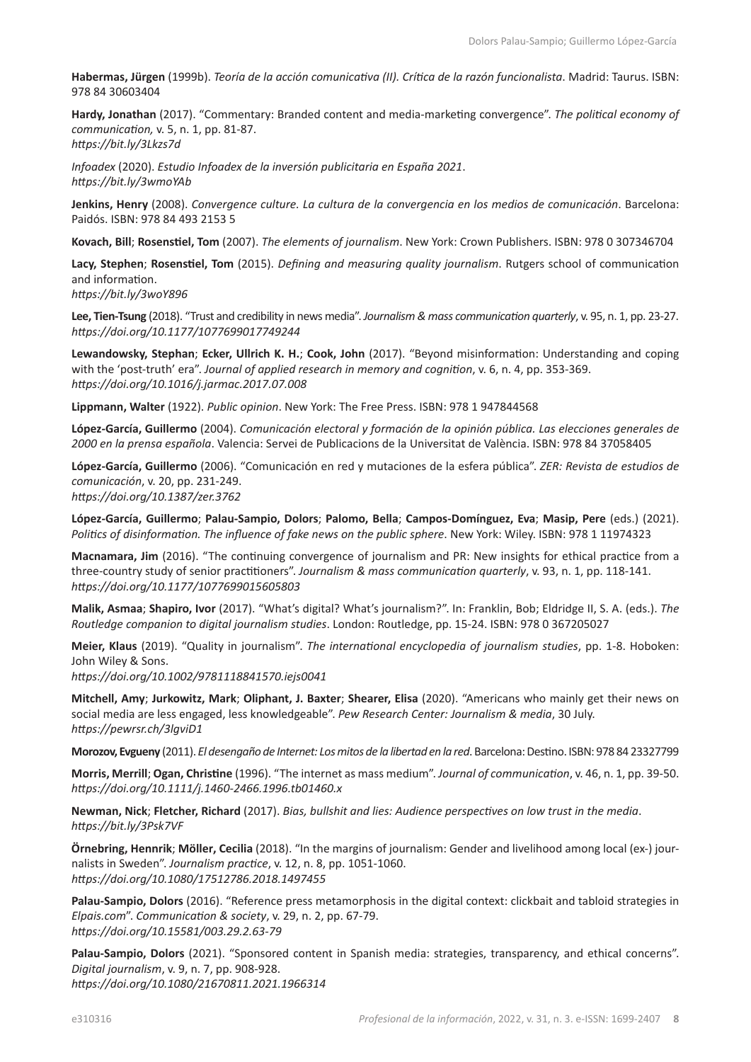**Habermas, Jürgen** (1999b). *Teoría de la acción comunicativa (II). Crítica de la razón funcionalista*. Madrid: Taurus. ISBN: 978 84 30603404

**Hardy, Jonathan** (2017). "Commentary: Branded content and media-marketing convergence". *The political economy of communication,* v. 5, n. 1, pp. 81-87.
*https://bit.ly/3Lkzs7d*

*Infoadex* (2020). *Estudio Infoadex de la inversión publicitaria en España 2021*.
*https://bit.ly/3wmoYAb*

**Jenkins, Henry** (2008). *Convergence culture. La cultura de la convergencia en los medios de comunicación*. Barcelona: Paidós. ISBN: 978 84 493 2153 5

**Kovach, Bill**; **Rosenstiel, Tom** (2007). *The elements of journalism*. New York: Crown Publishers. ISBN: 978 0 307346704

**Lacy, Stephen**; **Rosenstiel, Tom** (2015). *Defining and measuring quality journalism*. Rutgers school of communication and information.
*https://bit.ly/3woY896*

**Lee, Tien-Tsung** (2018). "Trust and credibility in news media". *Journalism & mass communication quarterly*, v. 95, n. 1, pp. 23-27.
*https://doi.org/10.1177/1077699017749244*

**Lewandowsky, Stephan**; **Ecker, Ullrich K. H.**; **Cook, John** (2017). "Beyond misinformation: Understanding and coping with the 'post-truth' era". *Journal of applied research in memory and cognition*, v. 6, n. 4, pp. 353-369.
*https://doi.org/10.1016/j.jarmac.2017.07.008*

**Lippmann, Walter** (1922). *Public opinion*. New York: The Free Press. ISBN: 978 1 947844568

**López-García, Guillermo** (2004). *Comunicación electoral y formación de la opinión pública. Las elecciones generales de 2000 en la prensa española*. Valencia: Servei de Publicacions de la Universitat de València. ISBN: 978 84 37058405

**López-García, Guillermo** (2006). "Comunicación en red y mutaciones de la esfera pública". *ZER: Revista de estudios de comunicación*, v. 20, pp. 231-249.
*https://doi.org/10.1387/zer.3762*

**López-García, Guillermo**; **Palau-Sampio, Dolors**; **Palomo, Bella**; **Campos-Domínguez, Eva**; **Masip, Pere** (eds.) (2021). *Politics of disinformation. The influence of fake news on the public sphere*. New York: Wiley. ISBN: 978 1 11974323

**Macnamara, Jim** (2016). "The continuing convergence of journalism and PR: New insights for ethical practice from a three-country study of senior practitioners". *Journalism & mass communication quarterly*, v. 93, n. 1, pp. 118-141.
*https://doi.org/10.1177/1077699015605803*

**Malik, Asmaa**; **Shapiro, Ivor** (2017). "What's digital? What's journalism?". In: Franklin, Bob; Eldridge II, S. A. (eds.). *The Routledge companion to digital journalism studies*. London: Routledge, pp. 15-24. ISBN: 978 0 367205027

**Meier, Klaus** (2019). "Quality in journalism". *The international encyclopedia of journalism studies*, pp. 1-8. Hoboken: John Wiley & Sons.
*https://doi.org/10.1002/9781118841570.iejs0041*

**Mitchell, Amy**; **Jurkowitz, Mark**; **Oliphant, J. Baxter**; **Shearer, Elisa** (2020). "Americans who mainly get their news on social media are less engaged, less knowledgeable". *Pew Research Center: Journalism & media*, 30 July.
*https://pewrsr.ch/3lgviD1*

**Morozov, Evgueny** (2011). *El desengaño de Internet: Los mitos de la libertad en la red*. Barcelona: Destino. ISBN: 978 84 23327799

**Morris, Merrill**; **Ogan, Christine** (1996). "The internet as mass medium". *Journal of communication*, v. 46, n. 1, pp. 39-50.
*https://doi.org/10.1111/j.1460-2466.1996.tb01460.x*

**Newman, Nick**; **Fletcher, Richard** (2017). *Bias, bullshit and lies: Audience perspectives on low trust in the media*.
*https://bit.ly/3Psk7VF*

**Örnebring, Hennrik**; **Möller, Cecilia** (2018). "In the margins of journalism: Gender and livelihood among local (ex-) journalists in Sweden". *Journalism practice*, v. 12, n. 8, pp. 1051-1060.
*https://doi.org/10.1080/17512786.2018.1497455*

**Palau-Sampio, Dolors** (2016). "Reference press metamorphosis in the digital context: clickbait and tabloid strategies in *Elpais.com*". *Communication & society*, v. 29, n. 2, pp. 67-79.
*https://doi.org/10.15581/003.29.2.63-79*

**Palau-Sampio, Dolors** (2021). "Sponsored content in Spanish media: strategies, transparency, and ethical concerns". *Digital journalism*, v. 9, n. 7, pp. 908-928.
*https://doi.org/10.1080/21670811.2021.1966314*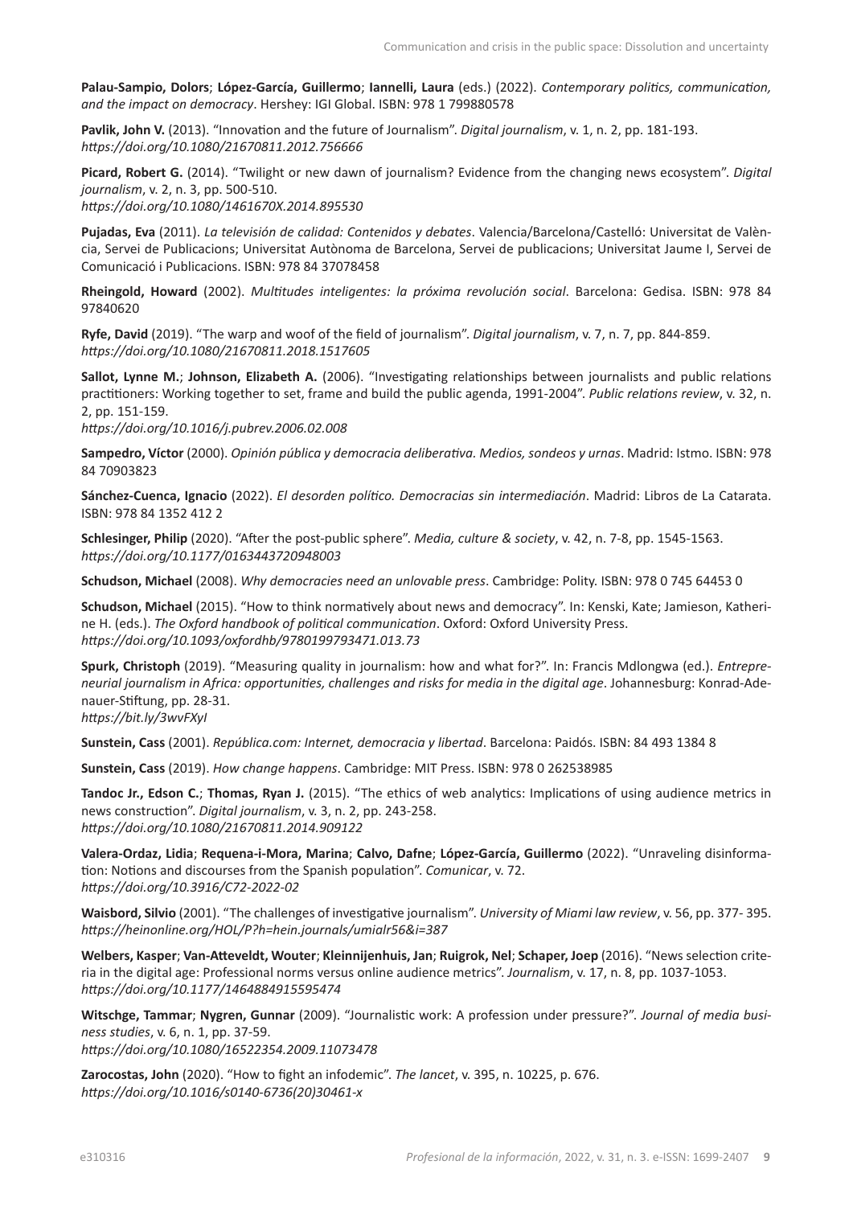**Palau-Sampio, Dolors**; **López-García, Guillermo**; **Iannelli, Laura** (eds.) (2022). *Contemporary politics, communication, and the impact on democracy*. Hershey: IGI Global. ISBN: 978 1 799880578

**Pavlik, John V.** (2013). "Innovation and the future of Journalism". *Digital journalism*, v. 1, n. 2, pp. 181-193.
*https://doi.org/10.1080/21670811.2012.756666*

**Picard, Robert G.** (2014). "Twilight or new dawn of journalism? Evidence from the changing news ecosystem". *Digital journalism*, v. 2, n. 3, pp. 500-510.
*https://doi.org/10.1080/1461670X.2014.895530*

**Pujadas, Eva** (2011). *La televisión de calidad: Contenidos y debates*. Valencia/Barcelona/Castelló: Universitat de València, Servei de Publicacions; Universitat Autònoma de Barcelona, Servei de publicacions; Universitat Jaume I, Servei de Comunicació i Publicacions. ISBN: 978 84 37078458

**Rheingold, Howard** (2002). *Multitudes inteligentes: la próxima revolución social*. Barcelona: Gedisa. ISBN: 978 84 97840620

**Ryfe, David** (2019). "The warp and woof of the field of journalism". *Digital journalism*, v. 7, n. 7, pp. 844-859.
*https://doi.org/10.1080/21670811.2018.1517605*

**Sallot, Lynne M.**; **Johnson, Elizabeth A.** (2006). "Investigating relationships between journalists and public relations practitioners: Working together to set, frame and build the public agenda, 1991-2004". *Public relations review*, v. 32, n. 2, pp. 151-159.
*https://doi.org/10.1016/j.pubrev.2006.02.008*

**Sampedro, Víctor** (2000). *Opinión pública y democracia deliberativa. Medios, sondeos y urnas*. Madrid: Istmo. ISBN: 978 84 70903823

**Sánchez-Cuenca, Ignacio** (2022). *El desorden político. Democracias sin intermediación*. Madrid: Libros de La Catarata. ISBN: 978 84 1352 412 2

**Schlesinger, Philip** (2020). "After the post-public sphere". *Media, culture & society*, v. 42, n. 7-8, pp. 1545-1563.
*https://doi.org/10.1177/0163443720948003*

**Schudson, Michael** (2008). *Why democracies need an unlovable press*. Cambridge: Polity. ISBN: 978 0 745 64453 0

**Schudson, Michael** (2015). "How to think normatively about news and democracy". In: Kenski, Kate; Jamieson, Katherine H. (eds.). *The Oxford handbook of political communication*. Oxford: Oxford University Press.
*https://doi.org/10.1093/oxfordhb/9780199793471.013.73*

**Spurk, Christoph** (2019). "Measuring quality in journalism: how and what for?". In: Francis Mdlongwa (ed.). *Entrepreneurial journalism in Africa: opportunities, challenges and risks for media in the digital age*. Johannesburg: Konrad-Adenauer-Stiftung, pp. 28-31.
*https://bit.ly/3wvFXyI*

**Sunstein, Cass** (2001). *República.com: Internet, democracia y libertad*. Barcelona: Paidós. ISBN: 84 493 1384 8

**Sunstein, Cass** (2019). *How change happens*. Cambridge: MIT Press. ISBN: 978 0 262538985

**Tandoc Jr., Edson C.**; **Thomas, Ryan J.** (2015). "The ethics of web analytics: Implications of using audience metrics in news construction". *Digital journalism*, v. 3, n. 2, pp. 243-258.
*https://doi.org/10.1080/21670811.2014.909122*

**Valera-Ordaz, Lidia**; **Requena-i-Mora, Marina**; **Calvo, Dafne**; **López-García, Guillermo** (2022). "Unraveling disinformation: Notions and discourses from the Spanish population". *Comunicar*, v. 72.
*https://doi.org/10.3916/C72-2022-02*

**Waisbord, Silvio** (2001). "The challenges of investigative journalism". *University of Miami law review*, v. 56, pp. 377- 395.
*https://heinonline.org/HOL/P?h=hein.journals/umialr56&i=387*

**Welbers, Kasper**; **Van-Atteveldt, Wouter**; **Kleinnijenhuis, Jan**; **Ruigrok, Nel**; **Schaper, Joep** (2016). "News selection criteria in the digital age: Professional norms versus online audience metrics". *Journalism*, v. 17, n. 8, pp. 1037-1053.
*https://doi.org/10.1177/1464884915595474*

**Witschge, Tammar**; **Nygren, Gunnar** (2009). "Journalistic work: A profession under pressure?". *Journal of media business studies*, v. 6, n. 1, pp. 37-59.
*https://doi.org/10.1080/16522354.2009.11073478*

**Zarocostas, John** (2020). "How to fight an infodemic". *The lancet*, v. 395, n. 10225, p. 676.
*https://doi.org/10.1016/s0140-6736(20)30461-x*